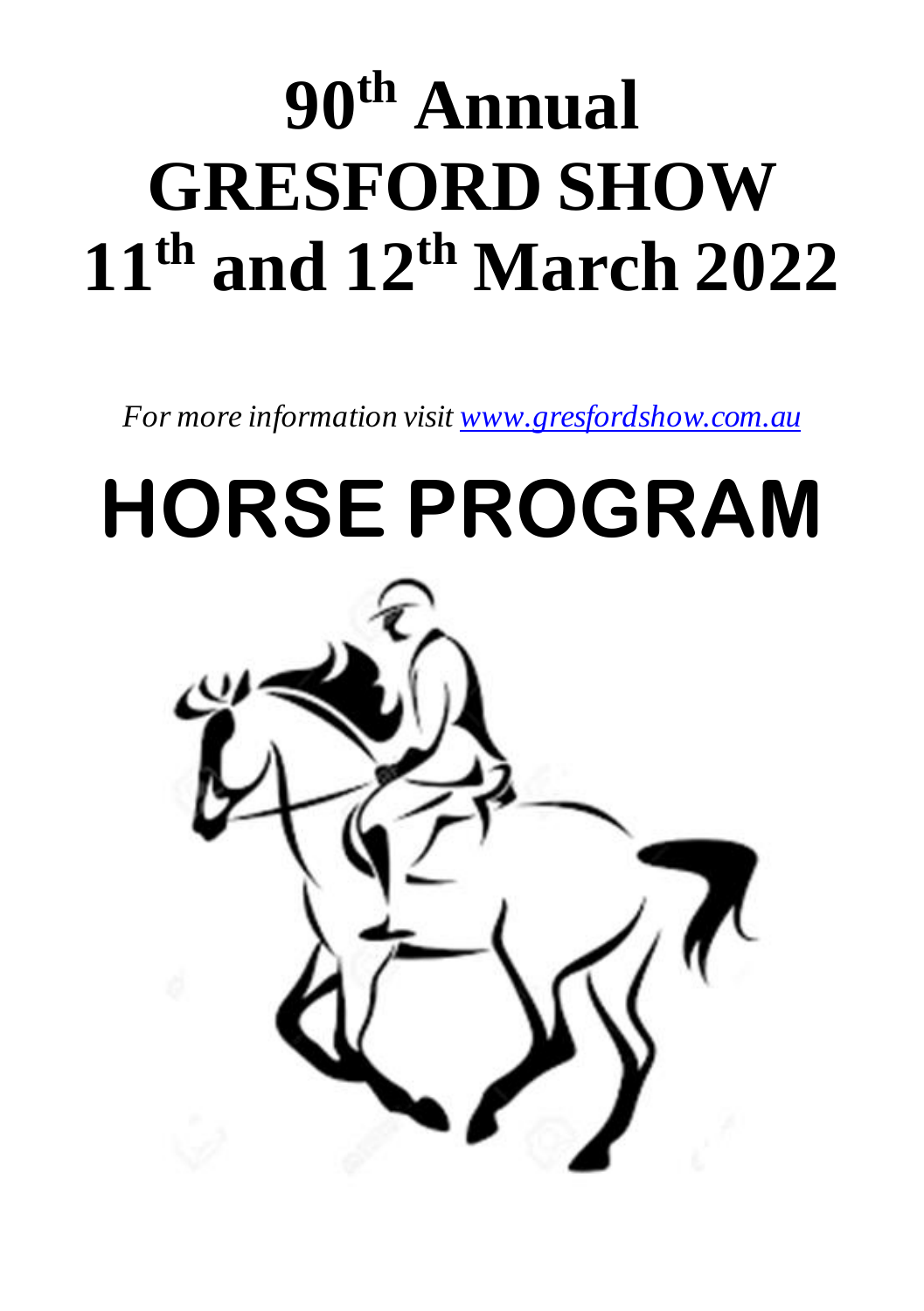# 90th Annual GRESFORD SHOW 11th and 12th March 2022

*For more information visit [www.gresfordshow.com.au](http://www.gresfordshow.com.au)*

# HORSE PROGRAM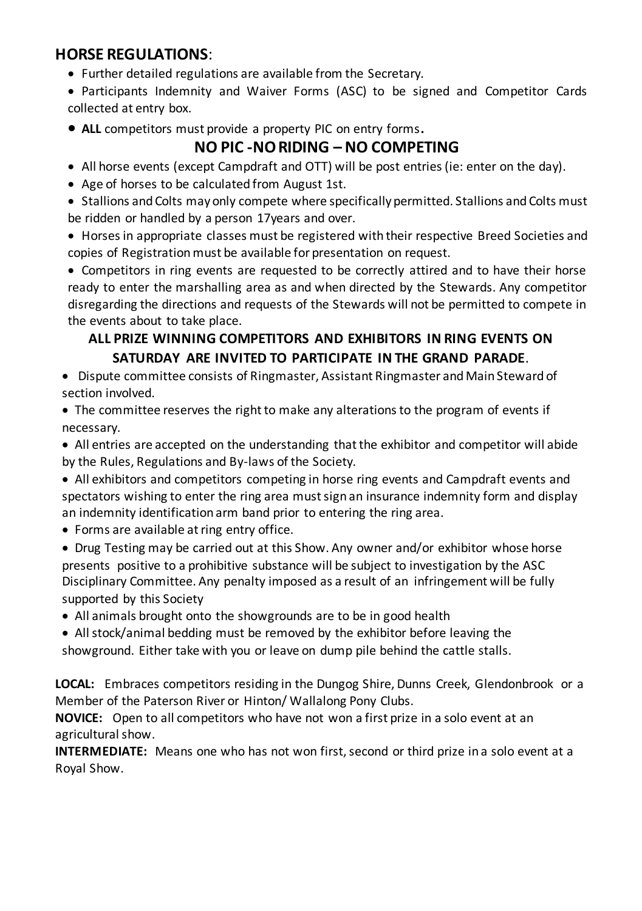## HORSE REGULATIONS:

- Further detailed regulations are available from the Secretary.
- Participants Indemnity and Waiver Forms (ASC) to be signed and Competitor Cards collected at entry box.
- **ALL** competitors must provide a property PIC on entry forms.

**NO PIC -NO RIDING – NO COMPETING**

- All horse events (except Campdraft and OTT) will be post entries (ie: enter on the day).
- Age of horses to be calculated from August 1st.
- Stallions and Colts may only compete where specifically permitted. Stallions and Colts must be ridden or handled by a person 17years and over.
- Horses in appropriate classes must be registered with their respective Breed Societies and copies of Registration must be available for presentation on request.
- Competitors in ring events are requested to be correctly attired and to have their horse ready to enter the marshalling area as and when directed by the Stewards. Any competitor disregarding the directions and requests of the Stewards will not be permitted to compete in the events about to take place.

**ALL PRIZE WINNING COMPETITORS AND EXHIBITORS IN RING EVENTS ON SATURDAY ARE INVITED TO PARTICIPATE IN THE GRAND PARADE.**

- Dispute committee consists of Ringmaster, Assistant Ringmaster and Main Steward of section involved.
- The committee reserves the right to make any alterations to the program of events if necessary.
- All entries are accepted on the understanding that the exhibitor and competitor will abide by the Rules, Regulations and By-laws of the Society.
- All exhibitors and competitors competing in horse ring events and Campdraft events and spectators wishing to enter the ring area must sign an insurance indemnity form and display an indemnity identification arm band prior to entering the ring area.
- Forms are available at ring entry office.
- Drug Testing may be carried out at this Show. Any owner and/or exhibitor whose horse presents positive to a prohibitive substance will be subject to investigation by the ASC Disciplinary Committee. Any penalty imposed as a result of an infringement will be fully supported by this Society
- All animals brought onto the showgrounds are to be in good health
- All stock/animal bedding must be removed by the exhibitor before leaving the showground. Either take with you or leave on dump pile behind the cattle stalls.

**LOCAL:** Embraces competitors residing in the Dungog Shire, Dunns Creek, Glendonbrook or a Member of the Paterson River or Hinton/ Wallalong Pony Clubs.

**NOVICE:** Open to all competitors who have not won a first prize in a solo event at an agricultural show.

**INTERMEDIATE:** Means one who has not won first, second or third prize in a solo event at a Royal Show.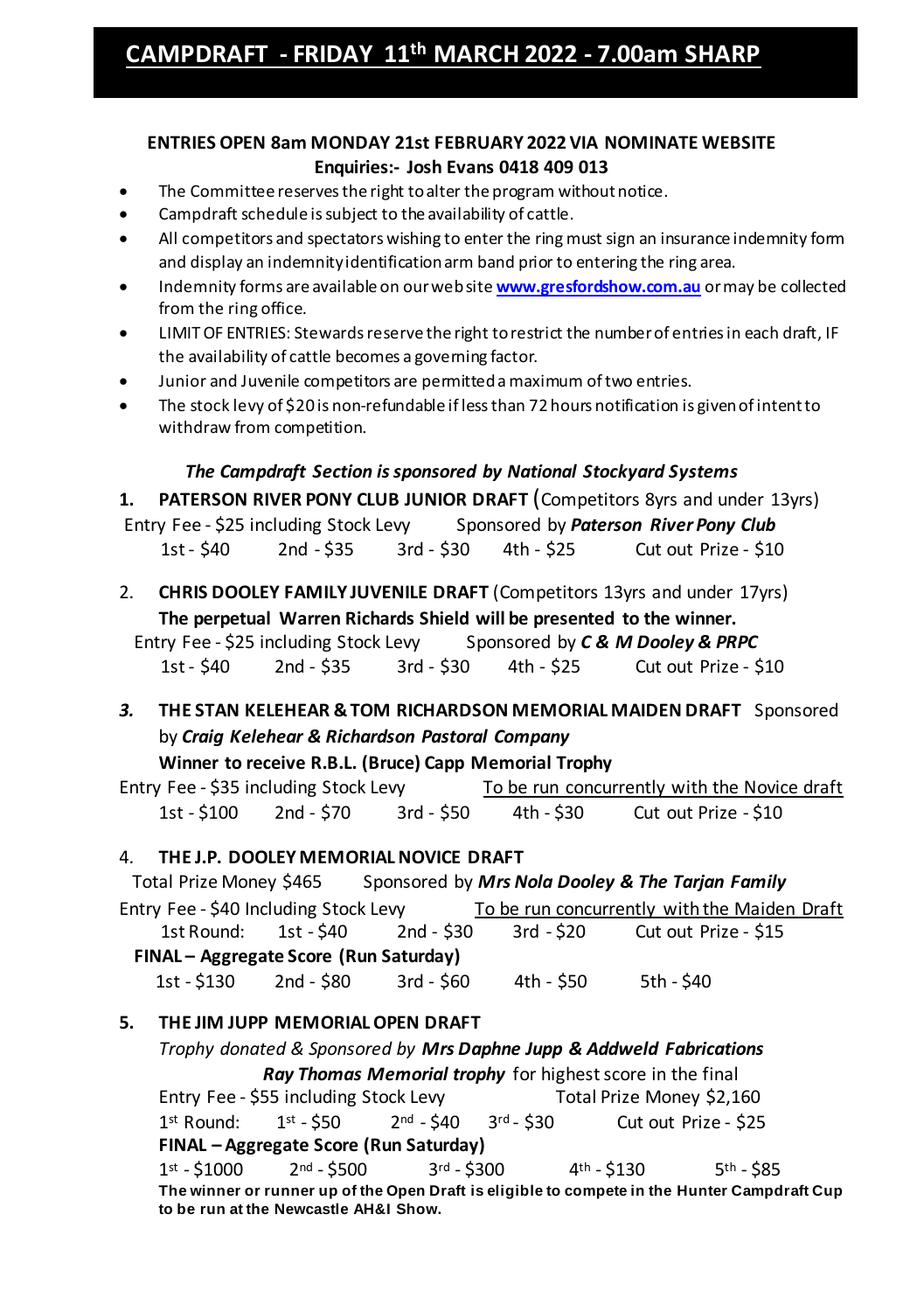# CAMPDRAFT - FRIDAY 11th MARCH 2022 - 7.00am SHARP

**ENTRIES OPEN 8am MONDAY 21st FEBRUARY 2022 VIA NOMINATE WEBSITE**
**Enquiries:- Josh Evans 0418 409 013**

- The Committee reserves the right to alter the program without notice.
- Campdraft schedule is subject to the availability of cattle.
- All competitors and spectators wishing to enter the ring must sign an insurance indemnity form and display an indemnity identification arm band prior to entering the ring area.
- Indemnity forms are available on our web site **www.gresfordshow.com.au** or may be collected from the ring office.
- LIMIT OF ENTRIES: Stewards reserve the right to restrict the number of entries in each draft, IF the availability of cattle becomes a governing factor.
- Junior and Juvenile competitors are permitted a maximum of two entries.
- The stock levy of $20 is non-refundable if less than 72 hours notification is given of intent to withdraw from competition.

***The Campdraft Section is sponsored by National Stockyard Systems***

**1. PATERSON RIVER PONY CLUB JUNIOR DRAFT** (Competitors 8yrs and under 13yrs)

Entry Fee - $25 including Stock Levy — Sponsored by ***Paterson River Pony Club***

1st - $40 — 2nd - $35 — 3rd - $30 — 4th - $25 — Cut out Prize - $10

**2. CHRIS DOOLEY FAMILY JUVENILE DRAFT** (Competitors 13yrs and under 17yrs)

**The perpetual Warren Richards Shield will be presented to the winner.**

Entry Fee - $25 including Stock Levy — Sponsored by ***C & M Dooley & PRPC***

1st - $40 — 2nd - $35 — 3rd - $30 — 4th - $25 — Cut out Prize - $10

***3.*** **THE STAN KELEHEAR & TOM RICHARDSON MEMORIAL MAIDEN DRAFT** Sponsored by ***Craig Kelehear & Richardson Pastoral Company***

**Winner to receive R.B.L. (Bruce) Capp Memorial Trophy**

Entry Fee - $35 including Stock Levy — To be run concurrently with the Novice draft

1st - $100 — 2nd - $70 — 3rd - $50 — 4th - $30 — Cut out Prize - $10

**4. THE J.P. DOOLEY MEMORIAL NOVICE DRAFT**

Total Prize Money $465 — Sponsored by ***Mrs Nola Dooley & The Tarjan Family***

Entry Fee - $40 Including Stock Levy — To be run concurrently with the Maiden Draft

1st Round: 1st - $40 — 2nd - $30 — 3rd - $20 — Cut out Prize - $15

**FINAL – Aggregate Score (Run Saturday)**

1st - $130 — 2nd - $80 — 3rd - $60 — 4th - $50 — 5th - $40

**5. THE JIM JUPP MEMORIAL OPEN DRAFT**

*Trophy donated & Sponsored by* ***Mrs Daphne Jupp & Addweld Fabrications***

***Ray Thomas Memorial trophy*** for highest score in the final

Entry Fee - $55 including Stock Levy — Total Prize Money $2,160

1st Round: 1st - $50 — 2nd - $40 — 3rd - $30 — Cut out Prize - $25

**FINAL – Aggregate Score (Run Saturday)**

1st - $1000 — 2nd - $500 — 3rd - $300 — 4th - $130 — 5th - $85

**The winner or runner up of the Open Draft is eligible to compete in the Hunter Campdraft Cup to be run at the Newcastle AH&I Show.**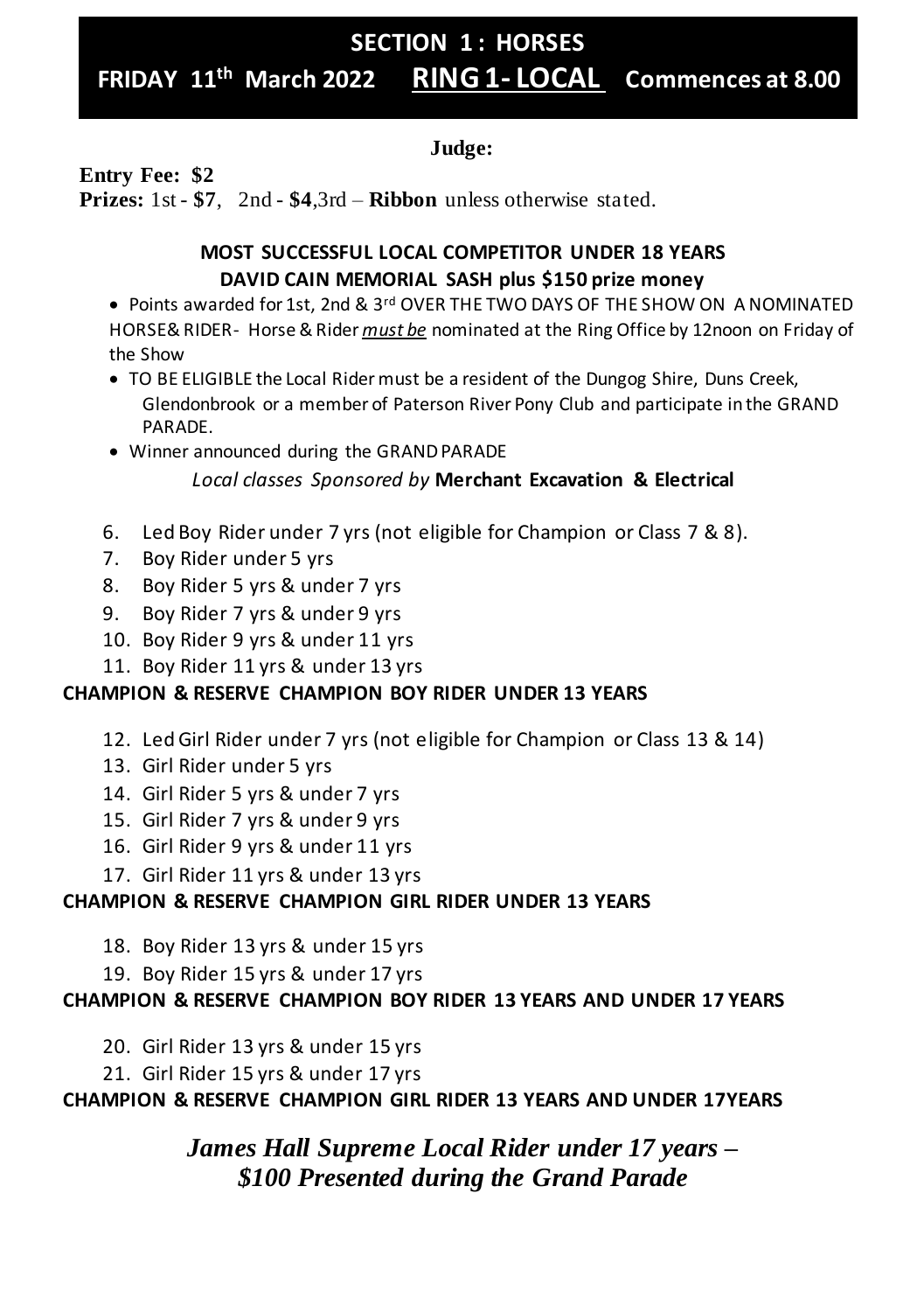# SECTION 1 : HORSES

## FRIDAY 11th March 2022 **RING 1- LOCAL** Commences at 8.00

**Judge:**

**Entry Fee: $2**

**Prizes:** 1st - **$7**, 2nd - **$4**,3rd – **Ribbon** unless otherwise stated.

**MOST SUCCESSFUL LOCAL COMPETITOR UNDER 18 YEARS**
**DAVID CAIN MEMORIAL SASH plus $150 prize money**

- Points awarded for 1st, 2nd & 3rd OVER THE TWO DAYS OF THE SHOW ON A NOMINATED HORSE& RIDER- Horse & Rider ***must be*** nominated at the Ring Office by 12noon on Friday of the Show
- TO BE ELIGIBLE the Local Rider must be a resident of the Dungog Shire, Duns Creek, Glendonbrook or a member of Paterson River Pony Club and participate in the GRAND PARADE.
- Winner announced during the GRAND PARADE

*Local classes Sponsored by* **Merchant Excavation & Electrical**

6. Led Boy Rider under 7 yrs (not eligible for Champion or Class 7 & 8).
7. Boy Rider under 5 yrs
8. Boy Rider 5 yrs & under 7 yrs
9. Boy Rider 7 yrs & under 9 yrs
10. Boy Rider 9 yrs & under 11 yrs
11. Boy Rider 11 yrs & under 13 yrs

**CHAMPION & RESERVE CHAMPION BOY RIDER UNDER 13 YEARS**

12. Led Girl Rider under 7 yrs (not eligible for Champion or Class 13 & 14)
13. Girl Rider under 5 yrs
14. Girl Rider 5 yrs & under 7 yrs
15. Girl Rider 7 yrs & under 9 yrs
16. Girl Rider 9 yrs & under 11 yrs
17. Girl Rider 11 yrs & under 13 yrs

**CHAMPION & RESERVE CHAMPION GIRL RIDER UNDER 13 YEARS**

18. Boy Rider 13 yrs & under 15 yrs
19. Boy Rider 15 yrs & under 17 yrs

**CHAMPION & RESERVE CHAMPION BOY RIDER 13 YEARS AND UNDER 17 YEARS**

20. Girl Rider 13 yrs & under 15 yrs
21. Girl Rider 15 yrs & under 17 yrs

**CHAMPION & RESERVE CHAMPION GIRL RIDER 13 YEARS AND UNDER 17YEARS**

***James Hall Supreme Local Rider under 17 years – $100 Presented during the Grand Parade***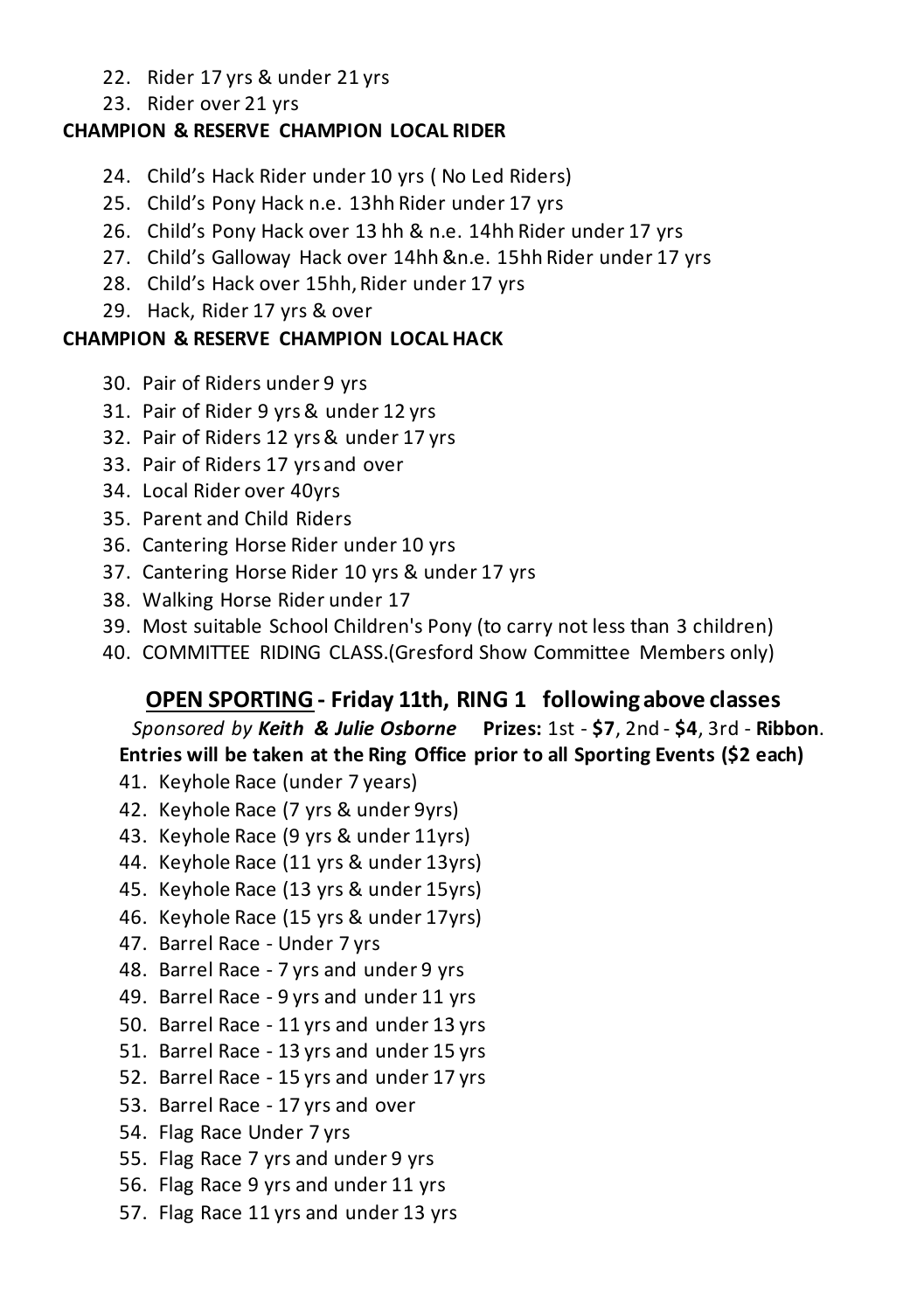22. Rider 17 yrs & under 21 yrs
23. Rider over 21 yrs

**CHAMPION & RESERVE CHAMPION LOCAL RIDER**

24. Child's Hack Rider under 10 yrs ( No Led Riders)
25. Child's Pony Hack n.e. 13hh Rider under 17 yrs
26. Child's Pony Hack over 13 hh & n.e. 14hh Rider under 17 yrs
27. Child's Galloway Hack over 14hh &n.e. 15hh Rider under 17 yrs
28. Child's Hack over 15hh, Rider under 17 yrs
29. Hack, Rider 17 yrs & over

**CHAMPION & RESERVE CHAMPION LOCAL HACK**

30. Pair of Riders under 9 yrs
31. Pair of Rider 9 yrs & under 12 yrs
32. Pair of Riders 12 yrs & under 17 yrs
33. Pair of Riders 17 yrs and over
34. Local Rider over 40yrs
35. Parent and Child Riders
36. Cantering Horse Rider under 10 yrs
37. Cantering Horse Rider 10 yrs & under 17 yrs
38. Walking Horse Rider under 17
39. Most suitable School Children's Pony (to carry not less than 3 children)
40. COMMITTEE RIDING CLASS.(Gresford Show Committee Members only)

## OPEN SPORTING - Friday 11th, RING 1 following above classes

*Sponsored by **Keith & Julie Osborne*** **Prizes:** 1st - **$7**, 2nd - **$4**, 3rd - **Ribbon**.

**Entries will be taken at the Ring Office prior to all Sporting Events ($2 each)**

41. Keyhole Race (under 7 years)
42. Keyhole Race (7 yrs & under 9yrs)
43. Keyhole Race (9 yrs & under 11yrs)
44. Keyhole Race (11 yrs & under 13yrs)
45. Keyhole Race (13 yrs & under 15yrs)
46. Keyhole Race (15 yrs & under 17yrs)
47. Barrel Race - Under 7 yrs
48. Barrel Race - 7 yrs and under 9 yrs
49. Barrel Race - 9 yrs and under 11 yrs
50. Barrel Race - 11 yrs and under 13 yrs
51. Barrel Race - 13 yrs and under 15 yrs
52. Barrel Race - 15 yrs and under 17 yrs
53. Barrel Race - 17 yrs and over
54. Flag Race Under 7 yrs
55. Flag Race 7 yrs and under 9 yrs
56. Flag Race 9 yrs and under 11 yrs
57. Flag Race 11 yrs and under 13 yrs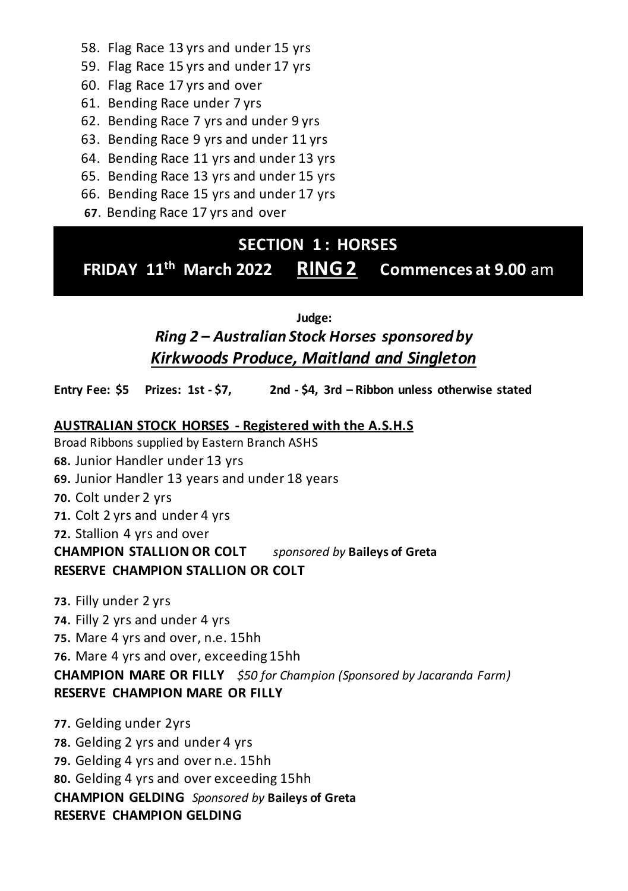58. Flag Race 13 yrs and under 15 yrs
59. Flag Race 15 yrs and under 17 yrs
60. Flag Race 17 yrs and over
61. Bending Race under 7 yrs
62. Bending Race 7 yrs and under 9 yrs
63. Bending Race 9 yrs and under 11 yrs
64. Bending Race 11 yrs and under 13 yrs
65. Bending Race 13 yrs and under 15 yrs
66. Bending Race 15 yrs and under 17 yrs
67. Bending Race 17 yrs and over

## SECTION 1 : HORSES

## FRIDAY 11th March 2022 RING 2 Commences at 9.00 am

**Judge:**

***Ring 2 – Australian Stock Horses sponsored by***
***Kirkwoods Produce, Maitland and Singleton***

**Entry Fee: $5 Prizes: 1st - $7, 2nd - $4, 3rd – Ribbon unless otherwise stated**

**AUSTRALIAN STOCK HORSES - Registered with the A.S.H.S**

Broad Ribbons supplied by Eastern Branch ASHS

**68.** Junior Handler under 13 yrs
**69.** Junior Handler 13 years and under 18 years
**70.** Colt under 2 yrs
**71.** Colt 2 yrs and under 4 yrs
**72.** Stallion 4 yrs and over

**CHAMPION STALLION OR COLT** *sponsored by* **Baileys of Greta**
**RESERVE CHAMPION STALLION OR COLT**

**73.** Filly under 2 yrs
**74.** Filly 2 yrs and under 4 yrs
**75.** Mare 4 yrs and over, n.e. 15hh
**76.** Mare 4 yrs and over, exceeding 15hh

**CHAMPION MARE OR FILLY** *$50 for Champion (Sponsored by Jacaranda Farm)*
**RESERVE CHAMPION MARE OR FILLY**

**77.** Gelding under 2yrs
**78.** Gelding 2 yrs and under 4 yrs
**79.** Gelding 4 yrs and over n.e. 15hh
**80.** Gelding 4 yrs and over exceeding 15hh

**CHAMPION GELDING** *Sponsored by* **Baileys of Greta**
**RESERVE CHAMPION GELDING**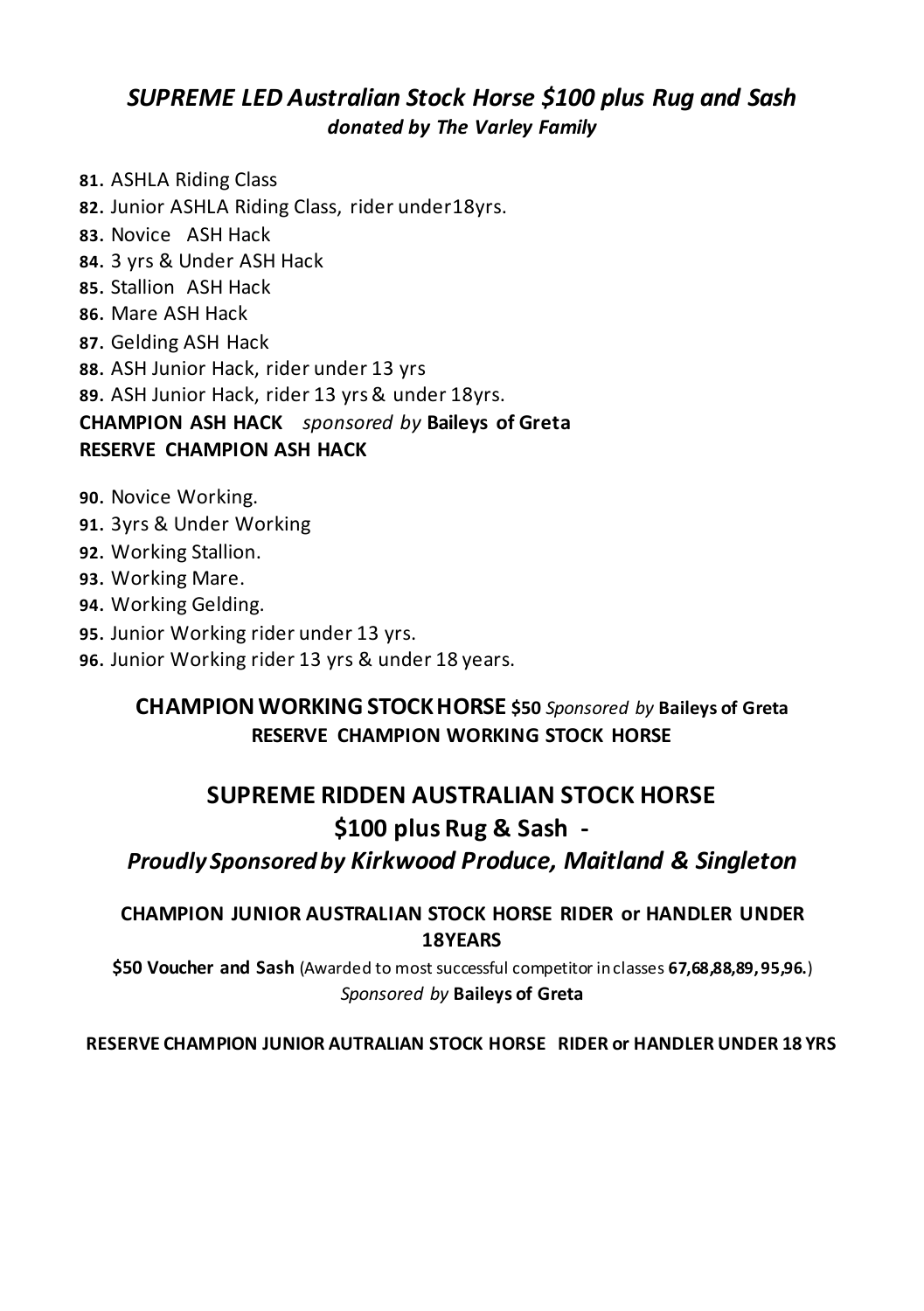## *SUPREME LED Australian Stock Horse $100 plus Rug and Sash*

***donated by The Varley Family***

**81.** ASHLA Riding Class
**82.** Junior ASHLA Riding Class, rider under18yrs.
**83.** Novice ASH Hack
**84.** 3 yrs & Under ASH Hack
**85.** Stallion ASH Hack
**86.** Mare ASH Hack
**87.** Gelding ASH Hack
**88.** ASH Junior Hack, rider under 13 yrs
**89.** ASH Junior Hack, rider 13 yrs & under 18yrs.

**CHAMPION ASH HACK** *sponsored by* **Baileys of Greta**
**RESERVE CHAMPION ASH HACK**

**90.** Novice Working.
**91.** 3yrs & Under Working
**92.** Working Stallion.
**93.** Working Mare.
**94.** Working Gelding.
**95.** Junior Working rider under 13 yrs.
**96.** Junior Working rider 13 yrs & under 18 years.

**CHAMPION WORKING STOCK HORSE $50** *Sponsored by* **Baileys of Greta**
**RESERVE CHAMPION WORKING STOCK HORSE**

## SUPREME RIDDEN AUSTRALIAN STOCK HORSE

## $100 plus Rug & Sash -

### *Proudly Sponsored by Kirkwood Produce, Maitland & Singleton*

**CHAMPION JUNIOR AUSTRALIAN STOCK HORSE RIDER or HANDLER UNDER 18YEARS**

**$50 Voucher and Sash** (Awarded to most successful competitor in classes **67,68,88,89, 95,96.**)
*Sponsored by* **Baileys of Greta**

**RESERVE CHAMPION JUNIOR AUTRALIAN STOCK HORSE RIDER or HANDLER UNDER 18 YRS**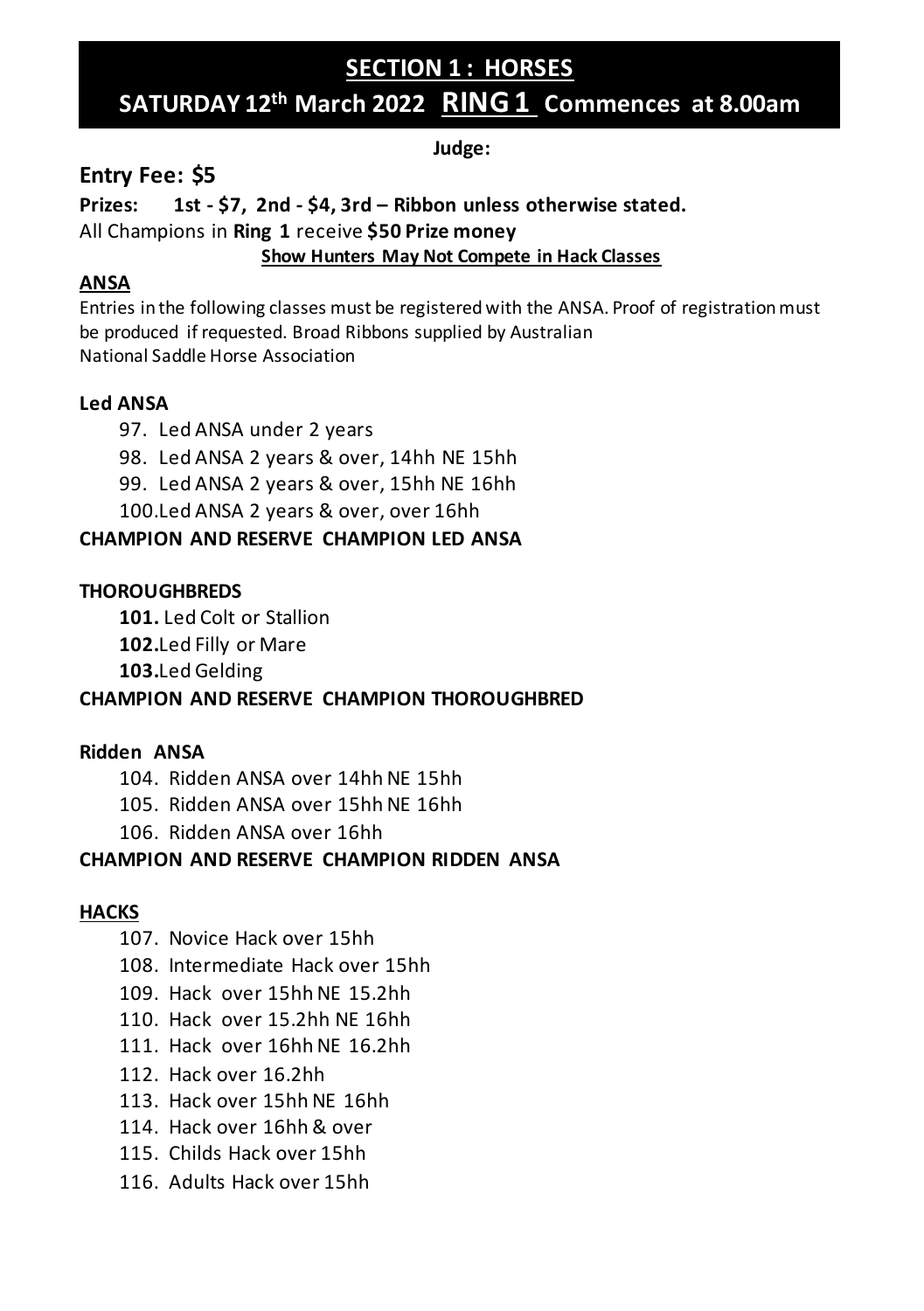# SECTION 1 : HORSES

## SATURDAY 12th March 2022 RING 1 Commences at 8.00am

**Judge:**

## Entry Fee: $5

**Prizes: 1st - $7, 2nd - $4, 3rd – Ribbon unless otherwise stated.**

All Champions in **Ring 1** receive **$50 Prize money**

**Show Hunters May Not Compete in Hack Classes**

### ANSA

Entries in the following classes must be registered with the ANSA. Proof of registration must be produced if requested. Broad Ribbons supplied by Australian National Saddle Horse Association

**Led ANSA**

97. Led ANSA under 2 years
98. Led ANSA 2 years & over, 14hh NE 15hh
99. Led ANSA 2 years & over, 15hh NE 16hh
100. Led ANSA 2 years & over, over 16hh

**CHAMPION AND RESERVE CHAMPION LED ANSA**

**THOROUGHBREDS**

**101.** Led Colt or Stallion
**102.** Led Filly or Mare
**103.** Led Gelding

**CHAMPION AND RESERVE CHAMPION THOROUGHBRED**

**Ridden ANSA**

104. Ridden ANSA over 14hh NE 15hh
105. Ridden ANSA over 15hh NE 16hh
106. Ridden ANSA over 16hh

**CHAMPION AND RESERVE CHAMPION RIDDEN ANSA**

### HACKS

107. Novice Hack over 15hh
108. Intermediate Hack over 15hh
109. Hack over 15hh NE 15.2hh
110. Hack over 15.2hh NE 16hh
111. Hack over 16hh NE 16.2hh
112. Hack over 16.2hh
113. Hack over 15hh NE 16hh
114. Hack over 16hh & over
115. Childs Hack over 15hh
116. Adults Hack over 15hh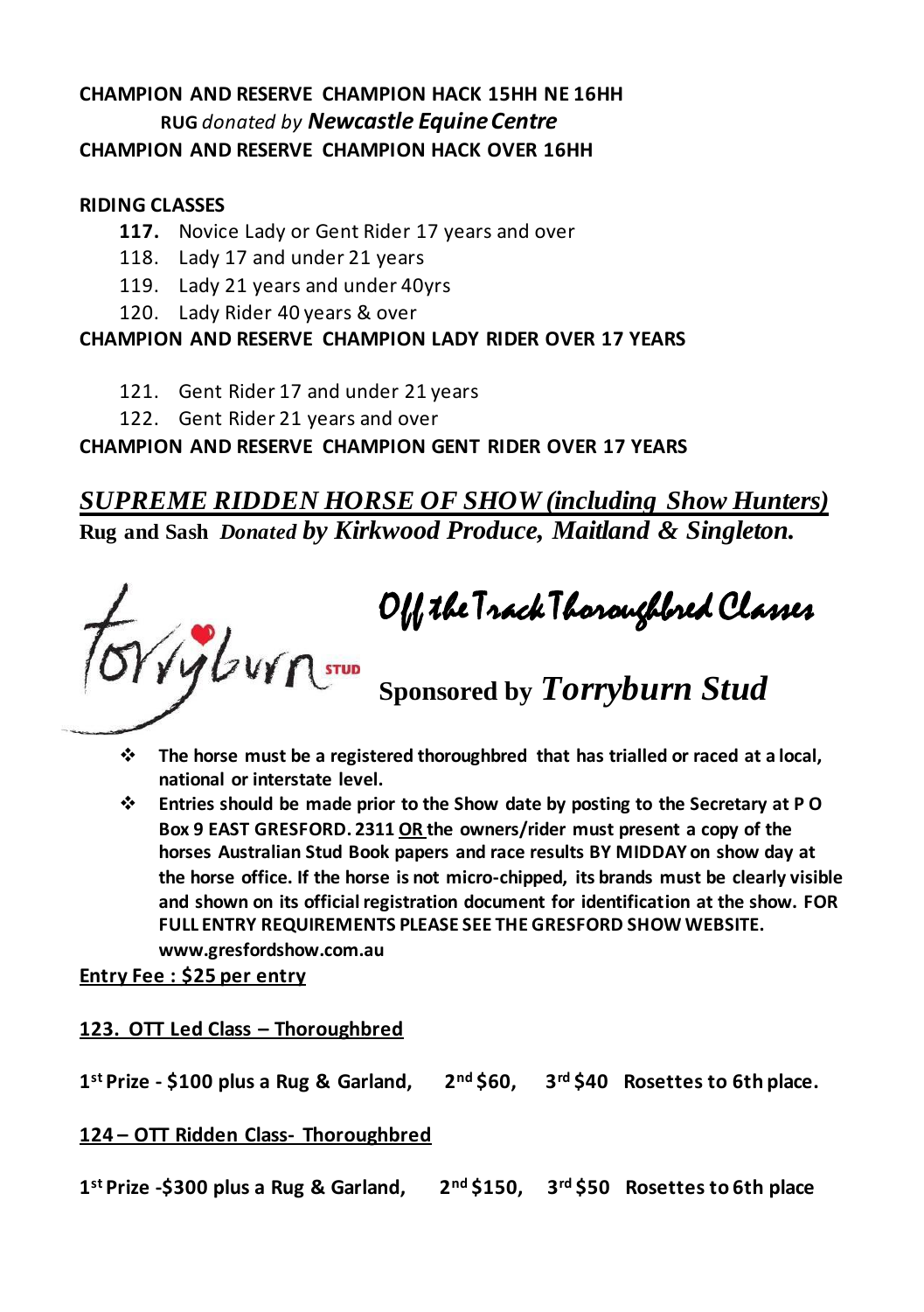**CHAMPION AND RESERVE CHAMPION HACK 15HH NE 16HH**

**RUG** *donated by* ***Newcastle Equine Centre***

**CHAMPION AND RESERVE CHAMPION HACK OVER 16HH**

**RIDING CLASSES**

- **117.** Novice Lady or Gent Rider 17 years and over
- 118. Lady 17 and under 21 years
- 119. Lady 21 years and under 40yrs
- 120. Lady Rider 40 years & over

**CHAMPION AND RESERVE CHAMPION LADY RIDER OVER 17 YEARS**

- 121. Gent Rider 17 and under 21 years
- 122. Gent Rider 21 years and over

**CHAMPION AND RESERVE CHAMPION GENT RIDER OVER 17 YEARS**

## *SUPREME RIDDEN HORSE OF SHOW (including Show Hunters)*

**Rug and Sash** ***Donated by Kirkwood Produce, Maitland & Singleton.***

Torryburn STUD

## Off the Track Thoroughbred Classes

## Sponsored by *Torryburn Stud*

- **The horse must be a registered thoroughbred that has trialled or raced at a local, national or interstate level.**
- **Entries should be made prior to the Show date by posting to the Secretary at P O Box 9 EAST GRESFORD. 2311 OR the owners/rider must present a copy of the horses Australian Stud Book papers and race results BY MIDDAY on show day at the horse office. If the horse is not micro-chipped, its brands must be clearly visible and shown on its official registration document for identification at the show. FOR FULL ENTRY REQUIREMENTS PLEASE SEE THE GRESFORD SHOW WEBSITE. www.gresfordshow.com.au**

**Entry Fee : $25 per entry**

**123. OTT Led Class – Thoroughbred**

**1st Prize - $100 plus a Rug & Garland, 2nd $60, 3rd $40 Rosettes to 6th place.**

**124 – OTT Ridden Class- Thoroughbred**

**1st Prize -$300 plus a Rug & Garland, 2nd $150, 3rd $50 Rosettes to 6th place**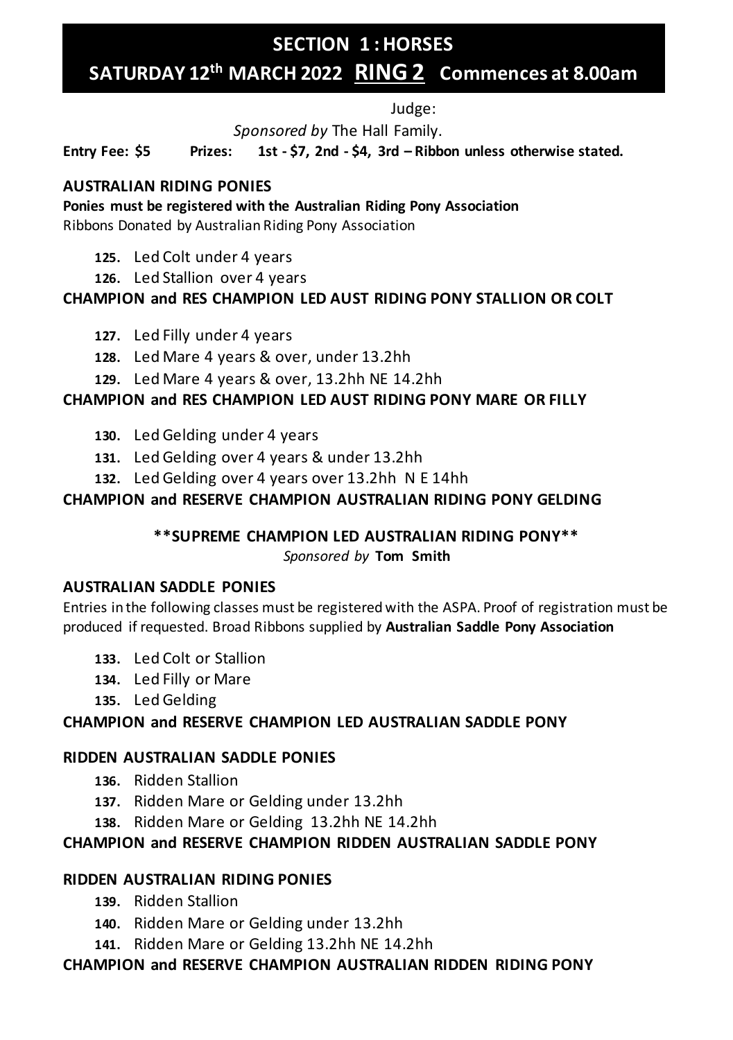# SECTION 1 : HORSES

## SATURDAY 12th MARCH 2022 RING 2 Commences at 8.00am

Judge:

*Sponsored by* The Hall Family.

**Entry Fee: $5 Prizes: 1st - $7, 2nd - $4, 3rd – Ribbon unless otherwise stated.**

### AUSTRALIAN RIDING PONIES

**Ponies must be registered with the Australian Riding Pony Association**

Ribbons Donated by Australian Riding Pony Association

- **125.** Led Colt under 4 years
- **126.** Led Stallion over 4 years

**CHAMPION and RES CHAMPION LED AUST RIDING PONY STALLION OR COLT**

- **127.** Led Filly under 4 years
- **128.** Led Mare 4 years & over, under 13.2hh
- **129.** Led Mare 4 years & over, 13.2hh NE 14.2hh

**CHAMPION and RES CHAMPION LED AUST RIDING PONY MARE OR FILLY**

- **130.** Led Gelding under 4 years
- **131.** Led Gelding over 4 years & under 13.2hh
- **132.** Led Gelding over 4 years over 13.2hh N E 14hh

**CHAMPION and RESERVE CHAMPION AUSTRALIAN RIDING PONY GELDING**

**\*\*SUPREME CHAMPION LED AUSTRALIAN RIDING PONY\*\***

*Sponsored by* **Tom Smith**

### AUSTRALIAN SADDLE PONIES

Entries in the following classes must be registered with the ASPA. Proof of registration must be produced if requested. Broad Ribbons supplied by **Australian Saddle Pony Association**

- **133.** Led Colt or Stallion
- **134.** Led Filly or Mare
- **135.** Led Gelding

**CHAMPION and RESERVE CHAMPION LED AUSTRALIAN SADDLE PONY**

### RIDDEN AUSTRALIAN SADDLE PONIES

- **136.** Ridden Stallion
- **137.** Ridden Mare or Gelding under 13.2hh
- **138.** Ridden Mare or Gelding 13.2hh NE 14.2hh

**CHAMPION and RESERVE CHAMPION RIDDEN AUSTRALIAN SADDLE PONY**

### RIDDEN AUSTRALIAN RIDING PONIES

- **139.** Ridden Stallion
- **140.** Ridden Mare or Gelding under 13.2hh
- **141.** Ridden Mare or Gelding 13.2hh NE 14.2hh

**CHAMPION and RESERVE CHAMPION AUSTRALIAN RIDDEN RIDING PONY**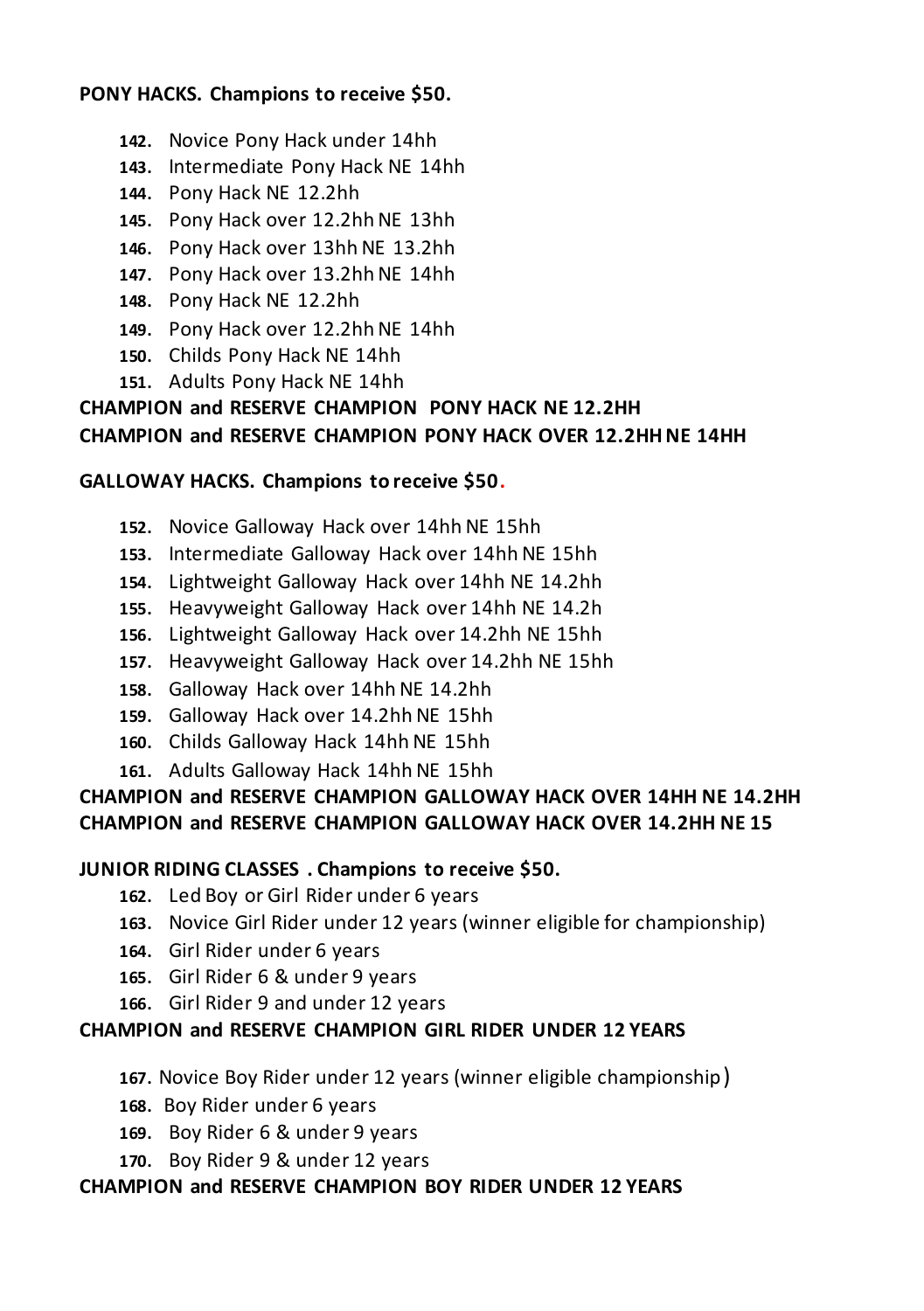**PONY HACKS. Champions to receive $50.**

142. Novice Pony Hack under 14hh
143. Intermediate Pony Hack NE 14hh
144. Pony Hack NE 12.2hh
145. Pony Hack over 12.2hh NE 13hh
146. Pony Hack over 13hh NE 13.2hh
147. Pony Hack over 13.2hh NE 14hh
148. Pony Hack NE 12.2hh
149. Pony Hack over 12.2hh NE 14hh
150. Childs Pony Hack NE 14hh
151. Adults Pony Hack NE 14hh

**CHAMPION and RESERVE CHAMPION PONY HACK NE 12.2HH**
**CHAMPION and RESERVE CHAMPION PONY HACK OVER 12.2HH NE 14HH**

**GALLOWAY HACKS. Champions to receive $50.**

152. Novice Galloway Hack over 14hh NE 15hh
153. Intermediate Galloway Hack over 14hh NE 15hh
154. Lightweight Galloway Hack over 14hh NE 14.2hh
155. Heavyweight Galloway Hack over 14hh NE 14.2h
156. Lightweight Galloway Hack over 14.2hh NE 15hh
157. Heavyweight Galloway Hack over 14.2hh NE 15hh
158. Galloway Hack over 14hh NE 14.2hh
159. Galloway Hack over 14.2hh NE 15hh
160. Childs Galloway Hack 14hh NE 15hh
161. Adults Galloway Hack 14hh NE 15hh

**CHAMPION and RESERVE CHAMPION GALLOWAY HACK OVER 14HH NE 14.2HH**
**CHAMPION and RESERVE CHAMPION GALLOWAY HACK OVER 14.2HH NE 15**

**JUNIOR RIDING CLASSES . Champions to receive $50.**

162. Led Boy or Girl Rider under 6 years
163. Novice Girl Rider under 12 years (winner eligible for championship)
164. Girl Rider under 6 years
165. Girl Rider 6 & under 9 years
166. Girl Rider 9 and under 12 years

**CHAMPION and RESERVE CHAMPION GIRL RIDER UNDER 12 YEARS**

167. Novice Boy Rider under 12 years (winner eligible championship)
168. Boy Rider under 6 years
169. Boy Rider 6 & under 9 years
170. Boy Rider 9 & under 12 years

**CHAMPION and RESERVE CHAMPION BOY RIDER UNDER 12 YEARS**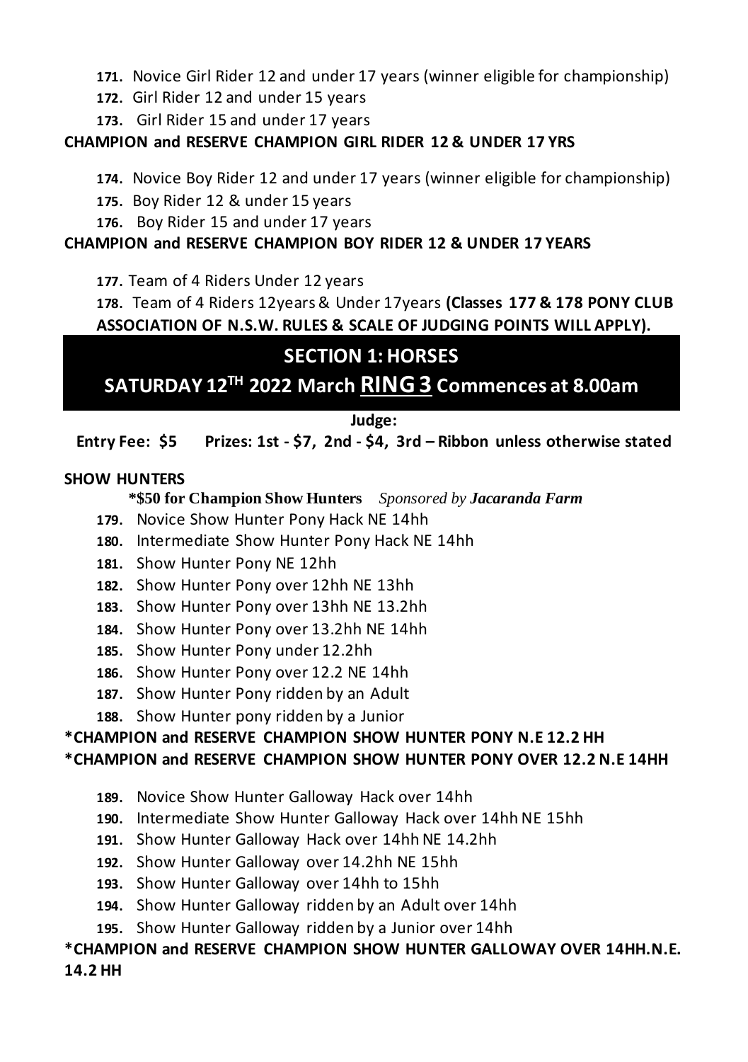171. Novice Girl Rider 12 and under 17 years (winner eligible for championship)
172. Girl Rider 12 and under 15 years
173. Girl Rider 15 and under 17 years

**CHAMPION and RESERVE CHAMPION GIRL RIDER 12 & UNDER 17 YRS**

174. Novice Boy Rider 12 and under 17 years (winner eligible for championship)
175. Boy Rider 12 & under 15 years
176. Boy Rider 15 and under 17 years

**CHAMPION and RESERVE CHAMPION BOY RIDER 12 & UNDER 17 YEARS**

177. Team of 4 Riders Under 12 years
178. Team of 4 Riders 12years & Under 17years **(Classes 177 & 178 PONY CLUB ASSOCIATION OF N.S.W. RULES & SCALE OF JUDGING POINTS WILL APPLY).**

## SECTION 1: HORSES

## SATURDAY 12TH 2022 March RING 3 Commences at 8.00am

**Judge:**

**Entry Fee: $5 Prizes: 1st - $7, 2nd - $4, 3rd – Ribbon unless otherwise stated**

**SHOW HUNTERS**

**\*$50 for Champion Show Hunters** *Sponsored by* ***Jacaranda Farm***

179. Novice Show Hunter Pony Hack NE 14hh
180. Intermediate Show Hunter Pony Hack NE 14hh
181. Show Hunter Pony NE 12hh
182. Show Hunter Pony over 12hh NE 13hh
183. Show Hunter Pony over 13hh NE 13.2hh
184. Show Hunter Pony over 13.2hh NE 14hh
185. Show Hunter Pony under 12.2hh
186. Show Hunter Pony over 12.2 NE 14hh
187. Show Hunter Pony ridden by an Adult
188. Show Hunter pony ridden by a Junior

**\*CHAMPION and RESERVE CHAMPION SHOW HUNTER PONY N.E 12.2 HH**
**\*CHAMPION and RESERVE CHAMPION SHOW HUNTER PONY OVER 12.2 N.E 14HH**

189. Novice Show Hunter Galloway Hack over 14hh
190. Intermediate Show Hunter Galloway Hack over 14hh NE 15hh
191. Show Hunter Galloway Hack over 14hh NE 14.2hh
192. Show Hunter Galloway over 14.2hh NE 15hh
193. Show Hunter Galloway over 14hh to 15hh
194. Show Hunter Galloway ridden by an Adult over 14hh
195. Show Hunter Galloway ridden by a Junior over 14hh

**\*CHAMPION and RESERVE CHAMPION SHOW HUNTER GALLOWAY OVER 14HH.N.E. 14.2 HH**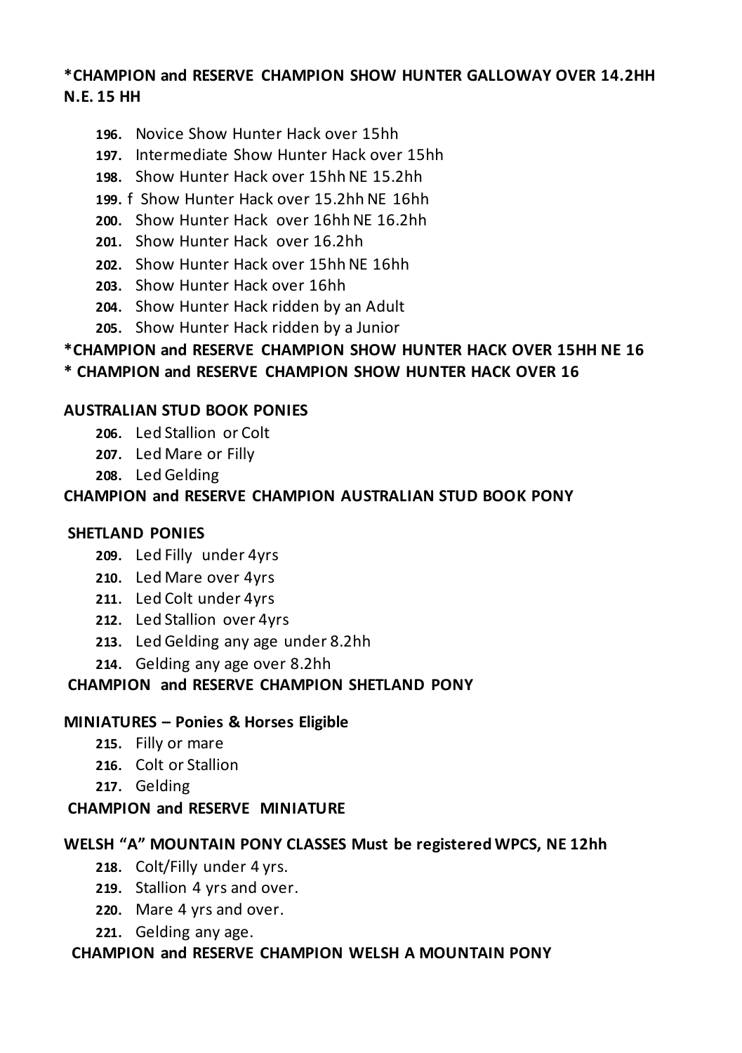**\*CHAMPION and RESERVE CHAMPION SHOW HUNTER GALLOWAY OVER 14.2HH N.E. 15 HH**

- **196.** Novice Show Hunter Hack over 15hh
- **197.** Intermediate Show Hunter Hack over 15hh
- **198.** Show Hunter Hack over 15hh NE 15.2hh
- **199.** f Show Hunter Hack over 15.2hh NE 16hh
- **200.** Show Hunter Hack over 16hh NE 16.2hh
- **201.** Show Hunter Hack over 16.2hh
- **202.** Show Hunter Hack over 15hh NE 16hh
- **203.** Show Hunter Hack over 16hh
- **204.** Show Hunter Hack ridden by an Adult
- **205.** Show Hunter Hack ridden by a Junior

**\*CHAMPION and RESERVE CHAMPION SHOW HUNTER HACK OVER 15HH NE 16**

**\* CHAMPION and RESERVE CHAMPION SHOW HUNTER HACK OVER 16**

**AUSTRALIAN STUD BOOK PONIES**

- **206.** Led Stallion or Colt
- **207.** Led Mare or Filly
- **208.** Led Gelding

**CHAMPION and RESERVE CHAMPION AUSTRALIAN STUD BOOK PONY**

**SHETLAND PONIES**

- **209.** Led Filly under 4yrs
- **210.** Led Mare over 4yrs
- **211.** Led Colt under 4yrs
- **212.** Led Stallion over 4yrs
- **213.** Led Gelding any age under 8.2hh
- **214.** Gelding any age over 8.2hh

**CHAMPION and RESERVE CHAMPION SHETLAND PONY**

**MINIATURES – Ponies & Horses Eligible**

- **215.** Filly or mare
- **216.** Colt or Stallion
- **217.** Gelding

**CHAMPION and RESERVE MINIATURE**

**WELSH "A" MOUNTAIN PONY CLASSES Must be registered WPCS, NE 12hh**

- **218.** Colt/Filly under 4 yrs.
- **219.** Stallion 4 yrs and over.
- **220.** Mare 4 yrs and over.
- **221.** Gelding any age.

**CHAMPION and RESERVE CHAMPION WELSH A MOUNTAIN PONY**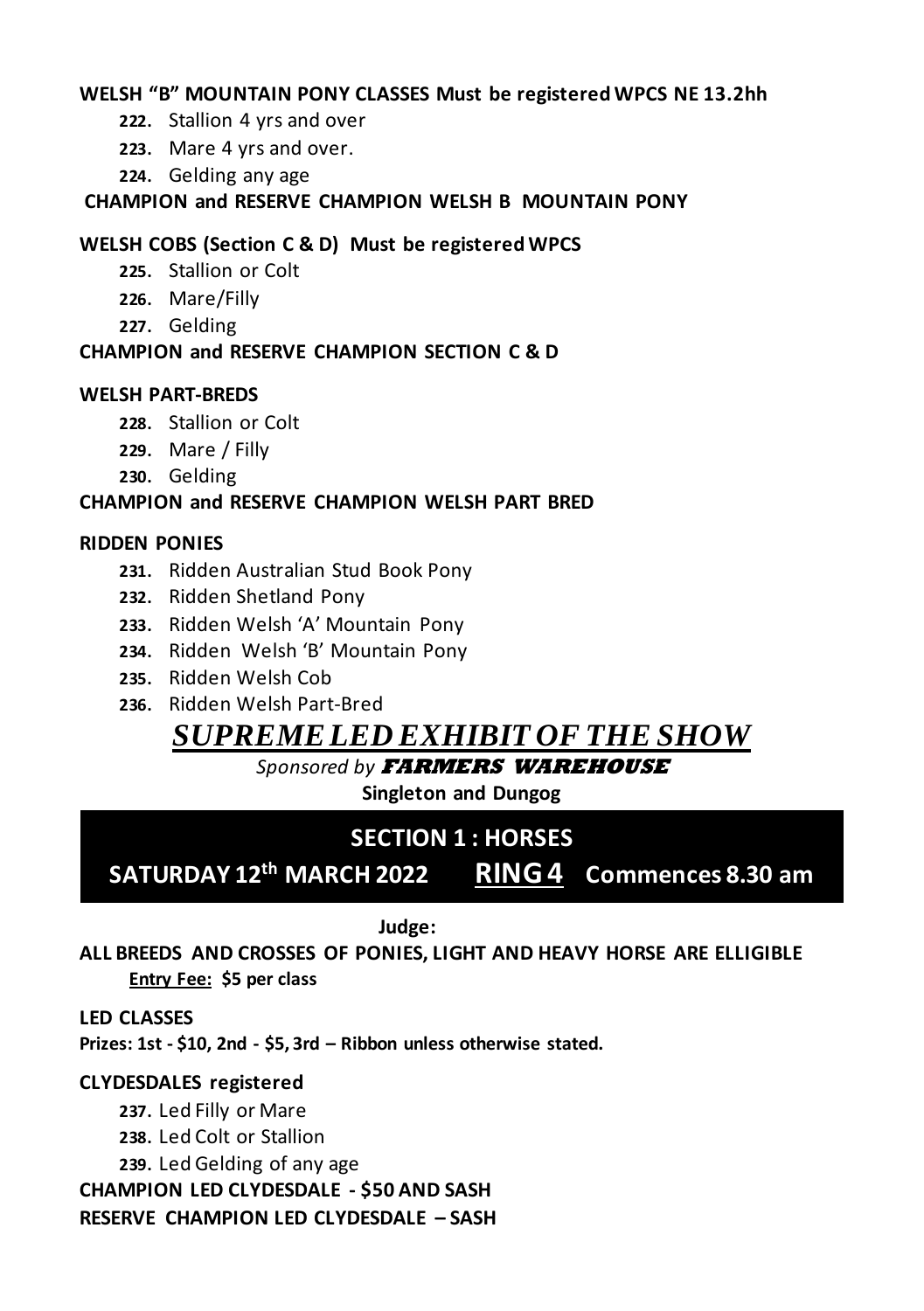**WELSH "B" MOUNTAIN PONY CLASSES Must be registered WPCS NE 13.2hh**

- **222.** Stallion 4 yrs and over
- **223.** Mare 4 yrs and over.
- **224.** Gelding any age

**CHAMPION and RESERVE CHAMPION WELSH B MOUNTAIN PONY**

**WELSH COBS (Section C & D) Must be registered WPCS**

- **225.** Stallion or Colt
- **226.** Mare/Filly
- **227.** Gelding

**CHAMPION and RESERVE CHAMPION SECTION C & D**

**WELSH PART-BREDS**

- **228.** Stallion or Colt
- **229.** Mare / Filly
- **230.** Gelding

**CHAMPION and RESERVE CHAMPION WELSH PART BRED**

**RIDDEN PONIES**

- **231.** Ridden Australian Stud Book Pony
- **232.** Ridden Shetland Pony
- **233.** Ridden Welsh 'A' Mountain Pony
- **234.** Ridden Welsh 'B' Mountain Pony
- **235.** Ridden Welsh Cob
- **236.** Ridden Welsh Part-Bred

## *SUPREME LED EXHIBIT OF THE SHOW*

*Sponsored by* ***FARMERS WAREHOUSE***

**Singleton and Dungog**

## SECTION 1 : HORSES

## SATURDAY 12th MARCH 2022 RING 4 Commences 8.30 am

**Judge:**

**ALL BREEDS AND CROSSES OF PONIES, LIGHT AND HEAVY HORSE ARE ELLIGIBLE**

**Entry Fee: $5 per class**

**LED CLASSES**

**Prizes: 1st - $10, 2nd - $5, 3rd – Ribbon unless otherwise stated.**

**CLYDESDALES registered**

- **237.** Led Filly or Mare
- **238.** Led Colt or Stallion
- **239.** Led Gelding of any age

**CHAMPION LED CLYDESDALE - $50 AND SASH**

**RESERVE CHAMPION LED CLYDESDALE – SASH**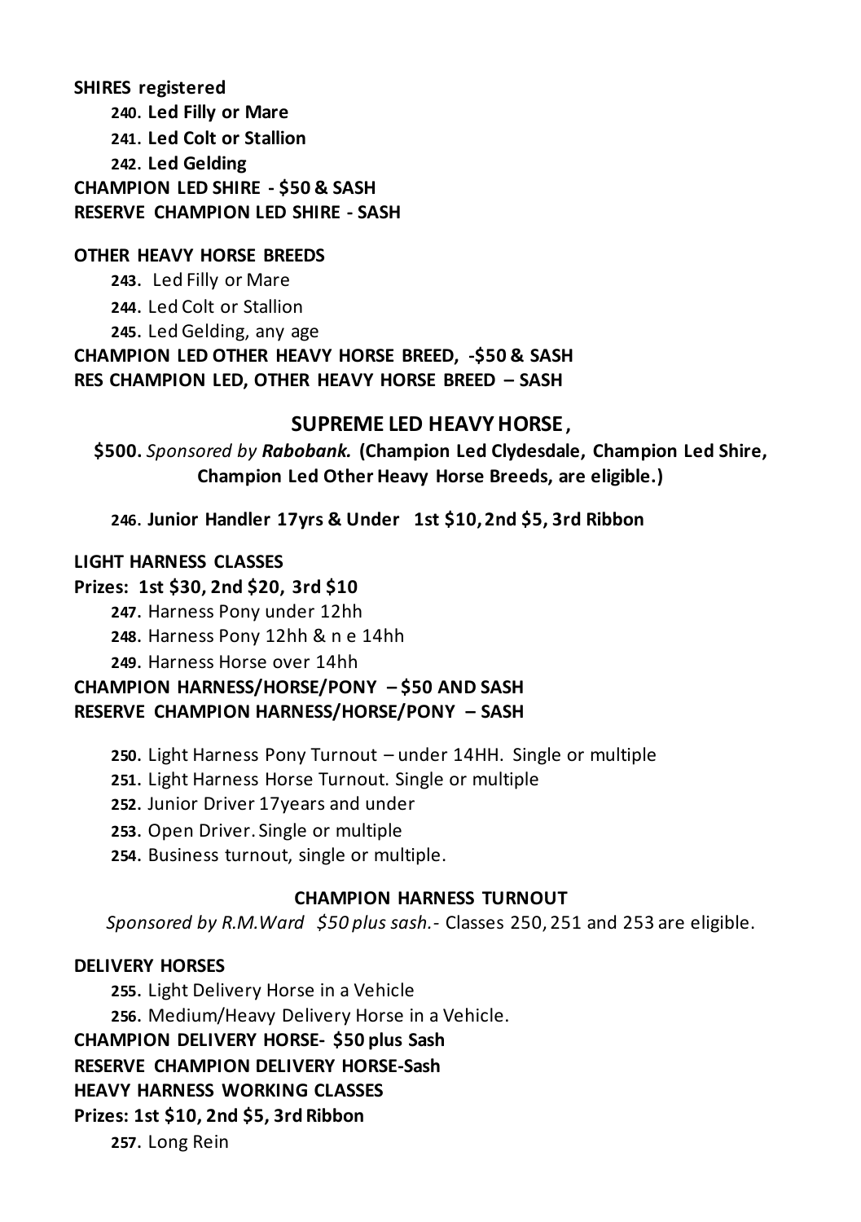**SHIRES registered**

- **240. Led Filly or Mare**
- **241. Led Colt or Stallion**
- **242. Led Gelding**

**CHAMPION LED SHIRE - $50 & SASH**
**RESERVE CHAMPION LED SHIRE - SASH**

**OTHER HEAVY HORSE BREEDS**

- **243.** Led Filly or Mare
- **244.** Led Colt or Stallion
- **245.** Led Gelding, any age

**CHAMPION LED OTHER HEAVY HORSE BREED, -$50 & SASH**
**RES CHAMPION LED, OTHER HEAVY HORSE BREED – SASH**

## SUPREME LED HEAVY HORSE,

**$500.** *Sponsored by **Rabobank.*** **(Champion Led Clydesdale, Champion Led Shire, Champion Led Other Heavy Horse Breeds, are eligible.)**

- **246. Junior Handler 17yrs & Under 1st $10, 2nd $5, 3rd Ribbon**

**LIGHT HARNESS CLASSES**
**Prizes: 1st $30, 2nd $20, 3rd $10**

- **247.** Harness Pony under 12hh
- **248.** Harness Pony 12hh & n e 14hh
- **249.** Harness Horse over 14hh

**CHAMPION HARNESS/HORSE/PONY – $50 AND SASH**
**RESERVE CHAMPION HARNESS/HORSE/PONY – SASH**

- **250.** Light Harness Pony Turnout – under 14HH. Single or multiple
- **251.** Light Harness Horse Turnout. Single or multiple
- **252.** Junior Driver 17years and under
- **253.** Open Driver. Single or multiple
- **254.** Business turnout, single or multiple.

**CHAMPION HARNESS TURNOUT**

*Sponsored by R.M.Ward $50 plus sash.*- Classes 250, 251 and 253 are eligible.

**DELIVERY HORSES**

- **255.** Light Delivery Horse in a Vehicle
- **256.** Medium/Heavy Delivery Horse in a Vehicle.

**CHAMPION DELIVERY HORSE- $50 plus Sash**
**RESERVE CHAMPION DELIVERY HORSE-Sash**
**HEAVY HARNESS WORKING CLASSES**
**Prizes: 1st $10, 2nd $5, 3rd Ribbon**

- **257.** Long Rein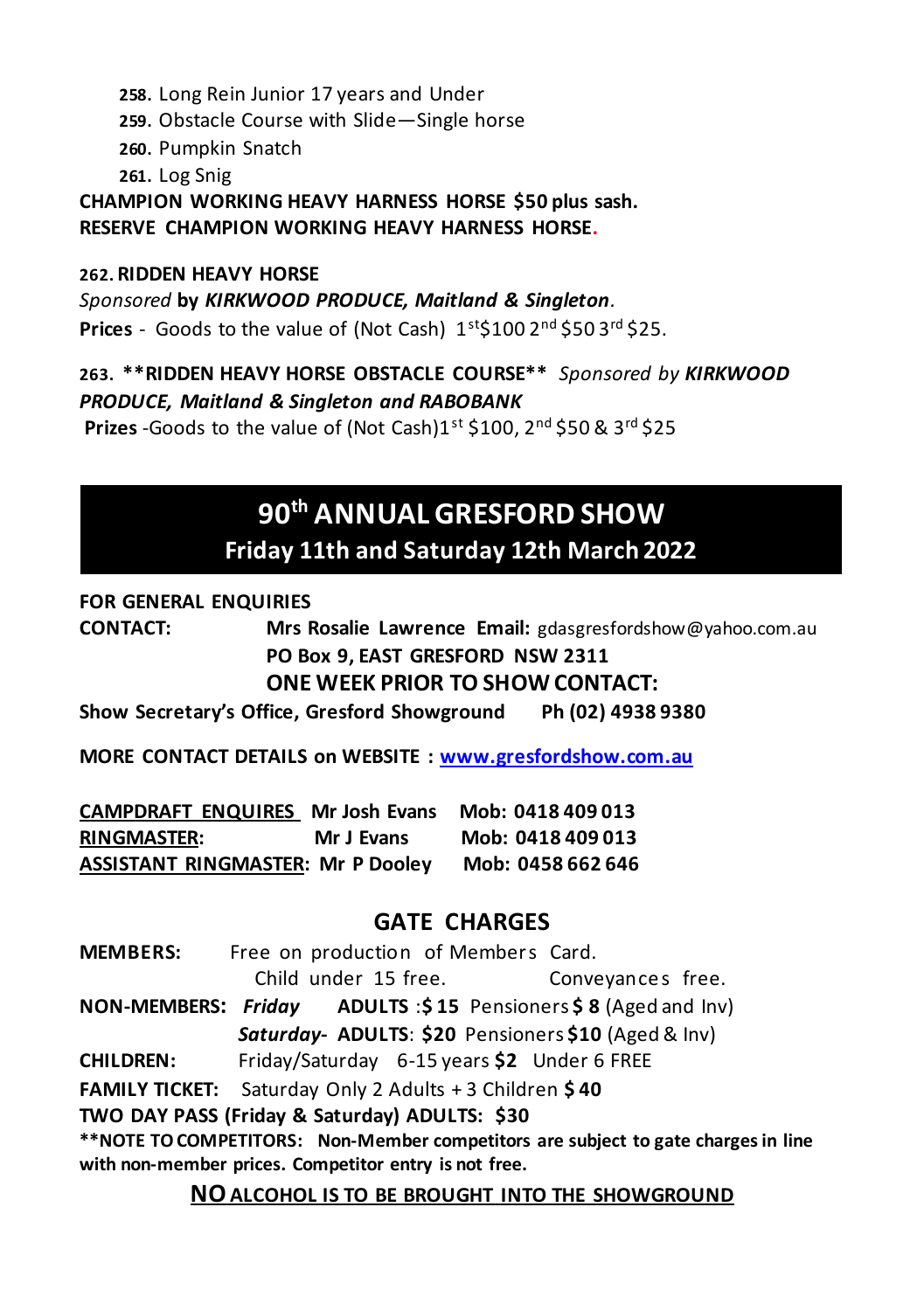258. Long Rein Junior 17 years and Under
259. Obstacle Course with Slide—Single horse
260. Pumpkin Snatch
261. Log Snig

**CHAMPION WORKING HEAVY HARNESS HORSE $50 plus sash.**
**RESERVE CHAMPION WORKING HEAVY HARNESS HORSE.**

**262. RIDDEN HEAVY HORSE**
*Sponsored* **by *KIRKWOOD PRODUCE, Maitland & Singleton*.**
**Prices** - Goods to the value of (Not Cash) 1st $100 2nd $50 3rd $25.

**263. **RIDDEN HEAVY HORSE OBSTACLE COURSE*** *Sponsored by **KIRKWOOD PRODUCE, Maitland & Singleton and RABOBANK***
**Prizes** -Goods to the value of (Not Cash) 1st $100, 2nd $50 & 3rd $25

# 90th ANNUAL GRESFORD SHOW
## Friday 11th and Saturday 12th March 2022

**FOR GENERAL ENQUIRIES**
**CONTACT:** **Mrs Rosalie Lawrence Email:** gdasgresfordshow@yahoo.com.au
**PO Box 9, EAST GRESFORD NSW 2311**
**ONE WEEK PRIOR TO SHOW CONTACT:**
**Show Secretary's Office, Gresford Showground Ph (02) 4938 9380**

**MORE CONTACT DETAILS on WEBSITE : www.gresfordshow.com.au**

| | | |
|---|---|---|
| **CAMPDRAFT ENQUIRES** | **Mr Josh Evans** | **Mob: 0418 409 013** |
| **RINGMASTER:** | **Mr J Evans** | **Mob: 0418 409 013** |
| **ASSISTANT RINGMASTER:** | **Mr P Dooley** | **Mob: 0458 662 646** |

## GATE CHARGES

**MEMBERS:** Free on production of Members Card.
Child under 15 free. Conveyances free.
**NON-MEMBERS:** ***Friday*** **ADULTS** :**$ 15** Pensioners **$ 8** (Aged and Inv)
***Saturday*- ADULTS**: **$20** Pensioners **$10** (Aged & Inv)
**CHILDREN:** Friday/Saturday 6-15 years **$2** Under 6 FREE
**FAMILY TICKET:** Saturday Only 2 Adults + 3 Children **$ 40**
**TWO DAY PASS (Friday & Saturday) ADULTS: $30**
****NOTE TO COMPETITORS: Non-Member competitors are subject to gate charges in line with non-member prices. Competitor entry is not free.**

**NO ALCOHOL IS TO BE BROUGHT INTO THE SHOWGROUND**